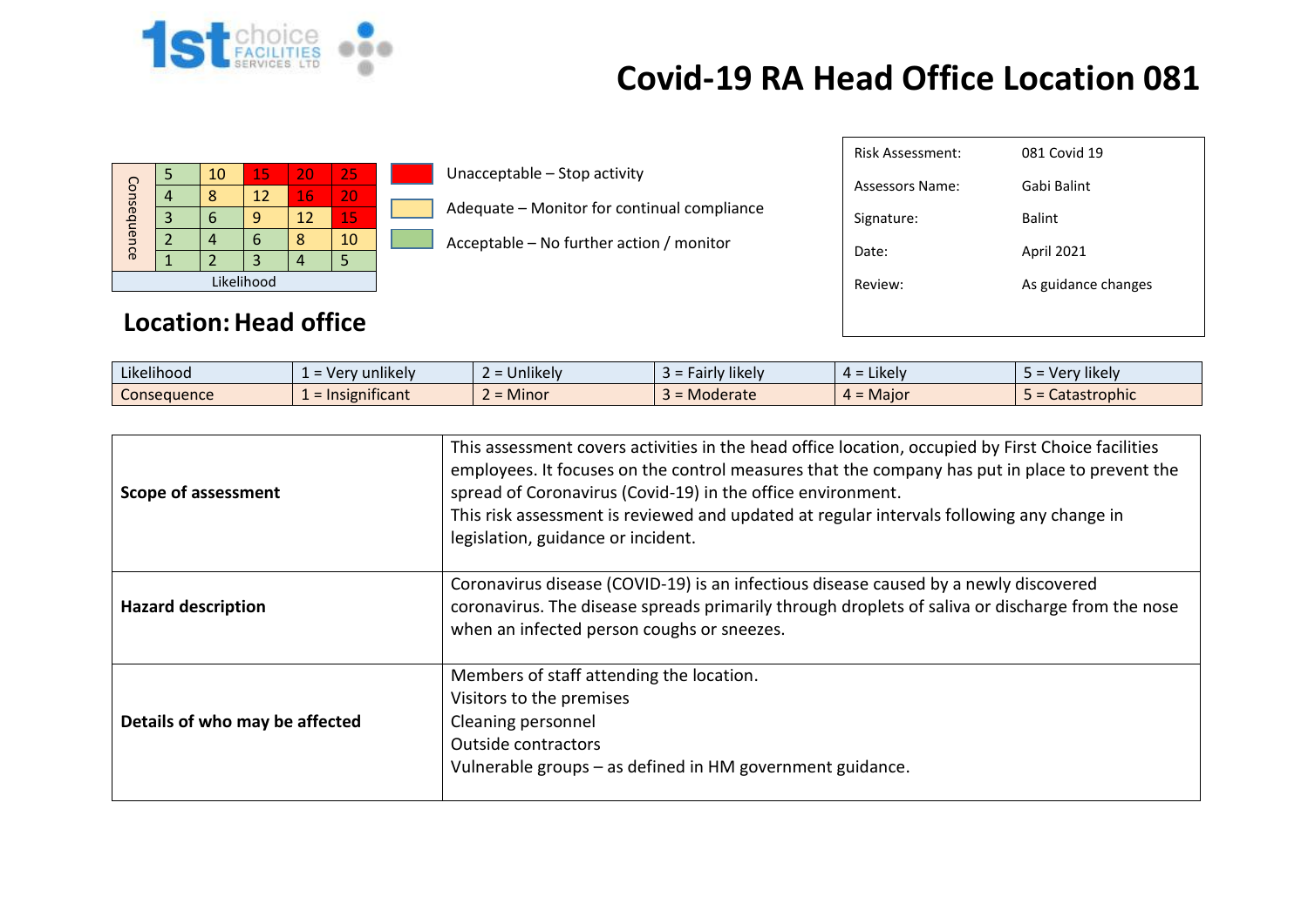# Covid-19 RA Head Office Location 081

| Consequence | | | | | |
|---|---|---|---|---|---|
| | 5 | 10 | 15 | 20 | 25 |
| | 4 | 8 | 12 | 16 | 20 |
| | 3 | 6 | 9 | 12 | 15 |
| | 2 | 4 | 6 | 8 | 10 |
| | 1 | 2 | 3 | 4 | 5 |
| | Likelihood | | | | |

- Unacceptable – Stop activity
- Adequate – Monitor for continual compliance
- Acceptable – No further action / monitor

| | |
|---|---|
| Risk Assessment: | 081 Covid 19 |
| Assessors Name: | Gabi Balint |
| Signature: | Balint |
| Date: | April 2021 |
| Review: | As guidance changes |

## Location: Head office

| | | | | | |
|---|---|---|---|---|---|
| Likelihood | 1 = Very unlikely | 2 = Unlikely | 3 = Fairly likely | 4 = Likely | 5 = Very likely |
| Consequence | 1 = Insignificant | 2 = Minor | 3 = Moderate | 4 = Major | 5 = Catastrophic |

| | |
|---|---|
| **Scope of assessment** | This assessment covers activities in the head office location, occupied by First Choice facilities employees. It focuses on the control measures that the company has put in place to prevent the spread of Coronavirus (Covid-19) in the office environment.<br>This risk assessment is reviewed and updated at regular intervals following any change in legislation, guidance or incident. |
| **Hazard description** | Coronavirus disease (COVID-19) is an infectious disease caused by a newly discovered coronavirus. The disease spreads primarily through droplets of saliva or discharge from the nose when an infected person coughs or sneezes. |
| **Details of who may be affected** | Members of staff attending the location.<br>Visitors to the premises<br>Cleaning personnel<br>Outside contractors<br>Vulnerable groups – as defined in HM government guidance. |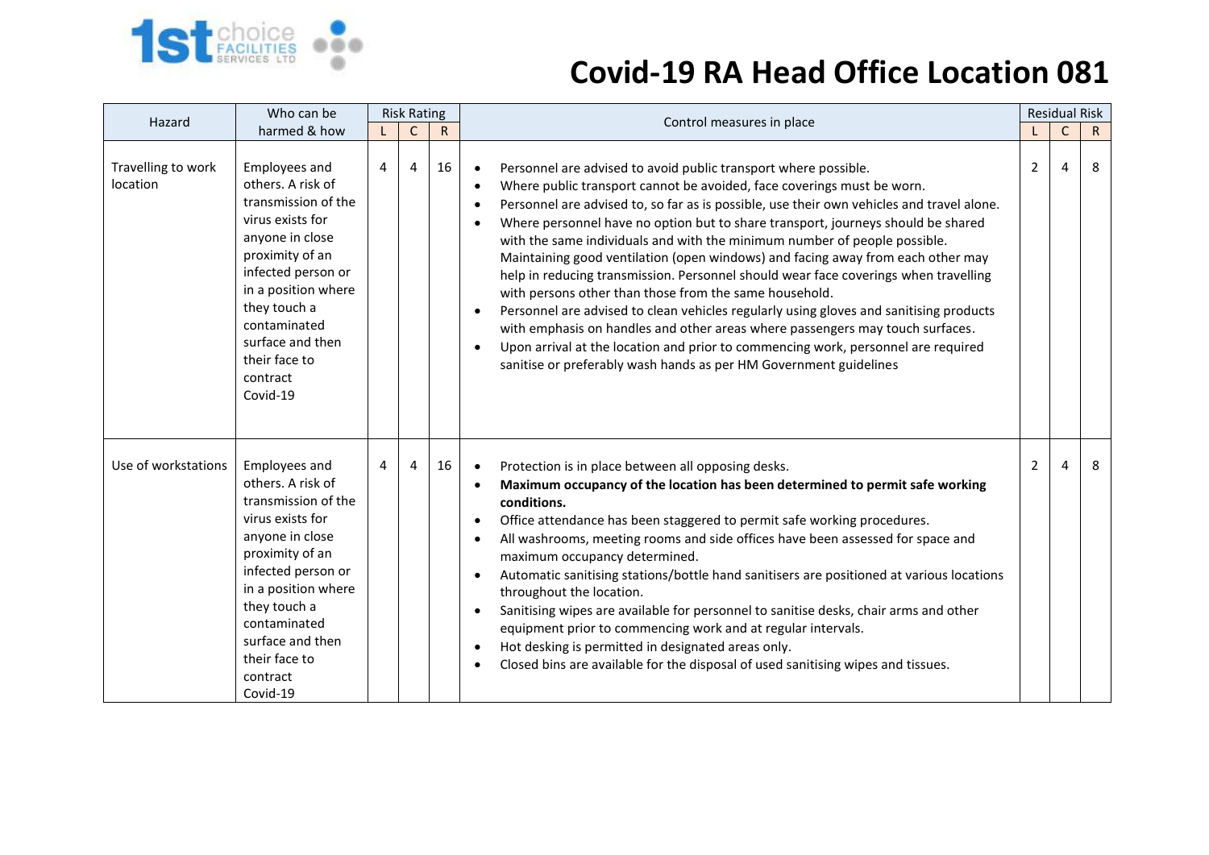# Covid-19 RA Head Office Location 081

| Hazard | Who can be harmed & how | Risk Rating | | | Control measures in place | Residual Risk | | |
|---|---|---|---|---|---|---|---|---|
| | | L | C | R | | L | C | R |
| Travelling to work location | Employees and others. A risk of transmission of the virus exists for anyone in close proximity of an infected person or in a position where they touch a contaminated surface and then their face to contract Covid-19 | 4 | 4 | 16 | • Personnel are advised to avoid public transport where possible.<br>• Where public transport cannot be avoided, face coverings must be worn.<br>• Personnel are advised to, so far as is possible, use their own vehicles and travel alone.<br>• Where personnel have no option but to share transport, journeys should be shared with the same individuals and with the minimum number of people possible. Maintaining good ventilation (open windows) and facing away from each other may help in reducing transmission. Personnel should wear face coverings when travelling with persons other than those from the same household.<br>• Personnel are advised to clean vehicles regularly using gloves and sanitising products with emphasis on handles and other areas where passengers may touch surfaces.<br>• Upon arrival at the location and prior to commencing work, personnel are required sanitise or preferably wash hands as per HM Government guidelines | 2 | 4 | 8 |
| Use of workstations | Employees and others. A risk of transmission of the virus exists for anyone in close proximity of an infected person or in a position where they touch a contaminated surface and then their face to contract Covid-19 | 4 | 4 | 16 | • Protection is in place between all opposing desks.<br>• **Maximum occupancy of the location has been determined to permit safe working conditions.**<br>• Office attendance has been staggered to permit safe working procedures.<br>• All washrooms, meeting rooms and side offices have been assessed for space and maximum occupancy determined.<br>• Automatic sanitising stations/bottle hand sanitisers are positioned at various locations throughout the location.<br>• Sanitising wipes are available for personnel to sanitise desks, chair arms and other equipment prior to commencing work and at regular intervals.<br>• Hot desking is permitted in designated areas only.<br>• Closed bins are available for the disposal of used sanitising wipes and tissues. | 2 | 4 | 8 |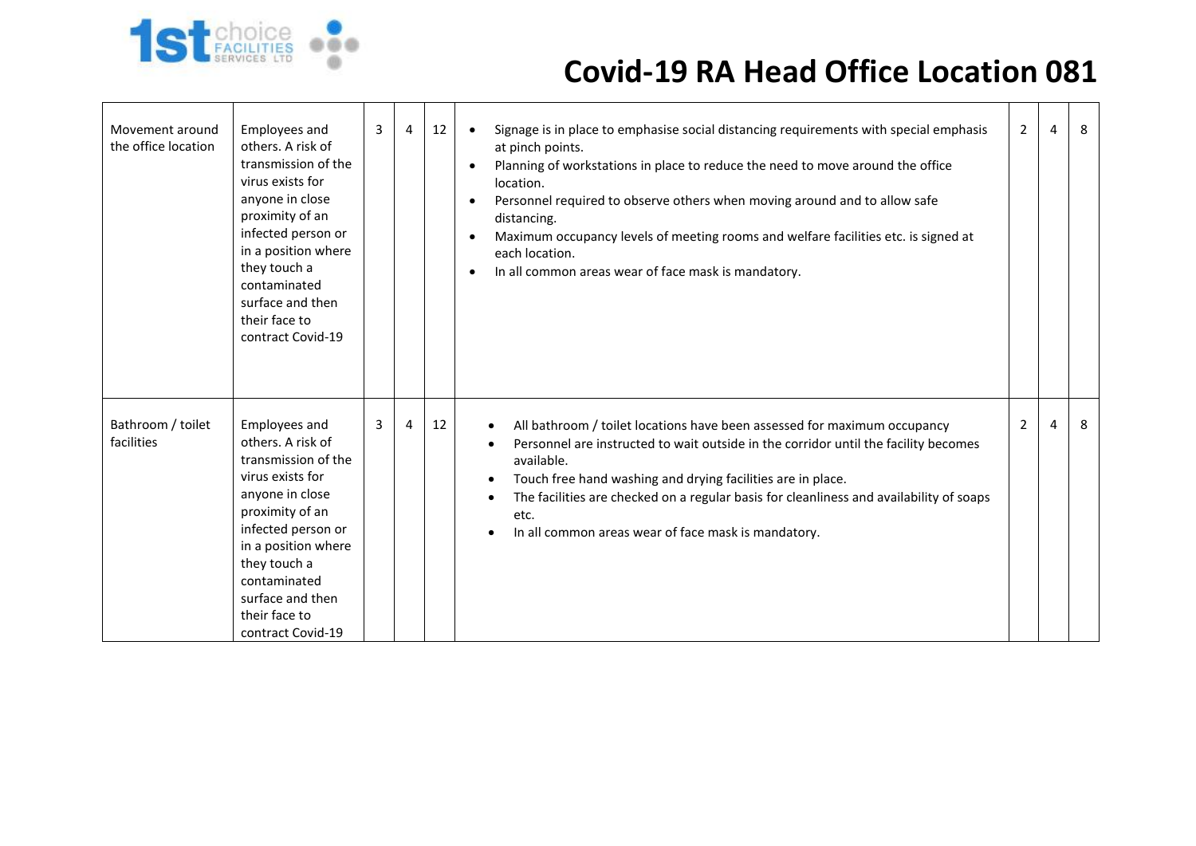# Covid-19 RA Head Office Location 081

| | | | | | | | | |
|---|---|---|---|---|---|---|---|---|
| Movement around the office location | Employees and others. A risk of transmission of the virus exists for anyone in close proximity of an infected person or in a position where they touch a contaminated surface and then their face to contract Covid-19 | 3 | 4 | 12 | • Signage is in place to emphasise social distancing requirements with special emphasis at pinch points.<br>• Planning of workstations in place to reduce the need to move around the office location.<br>• Personnel required to observe others when moving around and to allow safe distancing.<br>• Maximum occupancy levels of meeting rooms and welfare facilities etc. is signed at each location.<br>• In all common areas wear of face mask is mandatory. | 2 | 4 | 8 |
| Bathroom / toilet facilities | Employees and others. A risk of transmission of the virus exists for anyone in close proximity of an infected person or in a position where they touch a contaminated surface and then their face to contract Covid-19 | 3 | 4 | 12 | • All bathroom / toilet locations have been assessed for maximum occupancy<br>• Personnel are instructed to wait outside in the corridor until the facility becomes available.<br>• Touch free hand washing and drying facilities are in place.<br>• The facilities are checked on a regular basis for cleanliness and availability of soaps etc.<br>• In all common areas wear of face mask is mandatory. | 2 | 4 | 8 |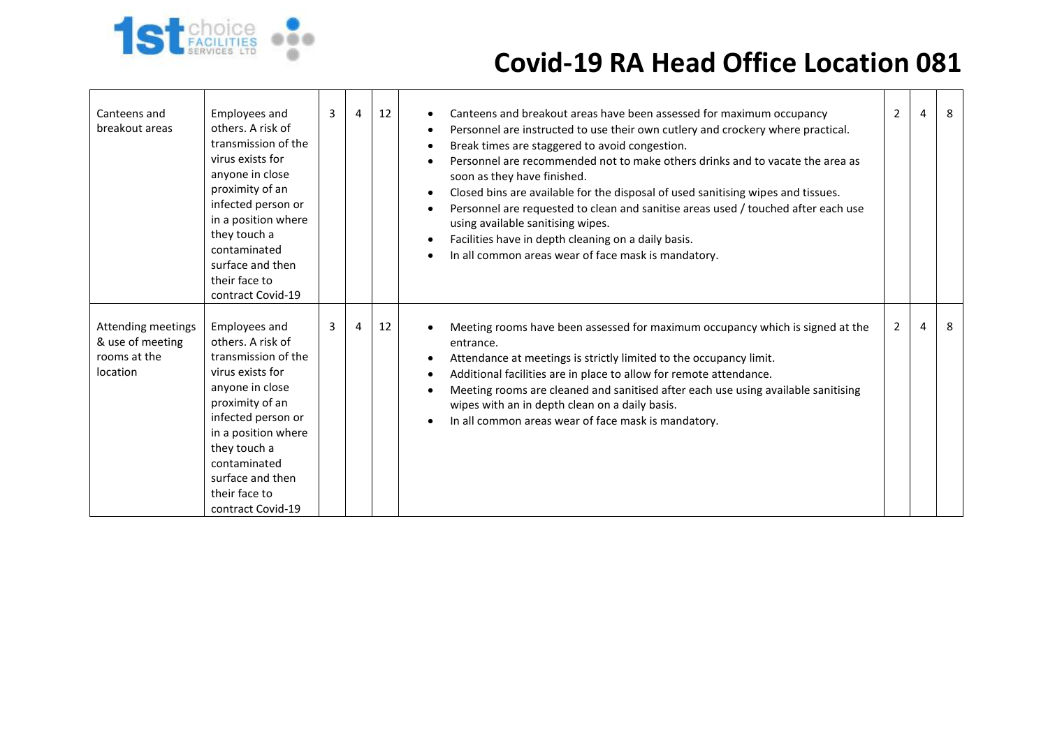# Covid-19 RA Head Office Location 081

| | | | | | | | | |
|---|---|---|---|---|---|---|---|---|
| Canteens and breakout areas | Employees and others. A risk of transmission of the virus exists for anyone in close proximity of an infected person or in a position where they touch a contaminated surface and then their face to contract Covid-19 | 3 | 4 | 12 | • Canteens and breakout areas have been assessed for maximum occupancy<br>• Personnel are instructed to use their own cutlery and crockery where practical.<br>• Break times are staggered to avoid congestion.<br>• Personnel are recommended not to make others drinks and to vacate the area as soon as they have finished.<br>• Closed bins are available for the disposal of used sanitising wipes and tissues.<br>• Personnel are requested to clean and sanitise areas used / touched after each use using available sanitising wipes.<br>• Facilities have in depth cleaning on a daily basis.<br>• In all common areas wear of face mask is mandatory. | 2 | 4 | 8 |
| Attending meetings & use of meeting rooms at the location | Employees and others. A risk of transmission of the virus exists for anyone in close proximity of an infected person or in a position where they touch a contaminated surface and then their face to contract Covid-19 | 3 | 4 | 12 | • Meeting rooms have been assessed for maximum occupancy which is signed at the entrance.<br>• Attendance at meetings is strictly limited to the occupancy limit.<br>• Additional facilities are in place to allow for remote attendance.<br>• Meeting rooms are cleaned and sanitised after each use using available sanitising wipes with an in depth clean on a daily basis.<br>• In all common areas wear of face mask is mandatory. | 2 | 4 | 8 |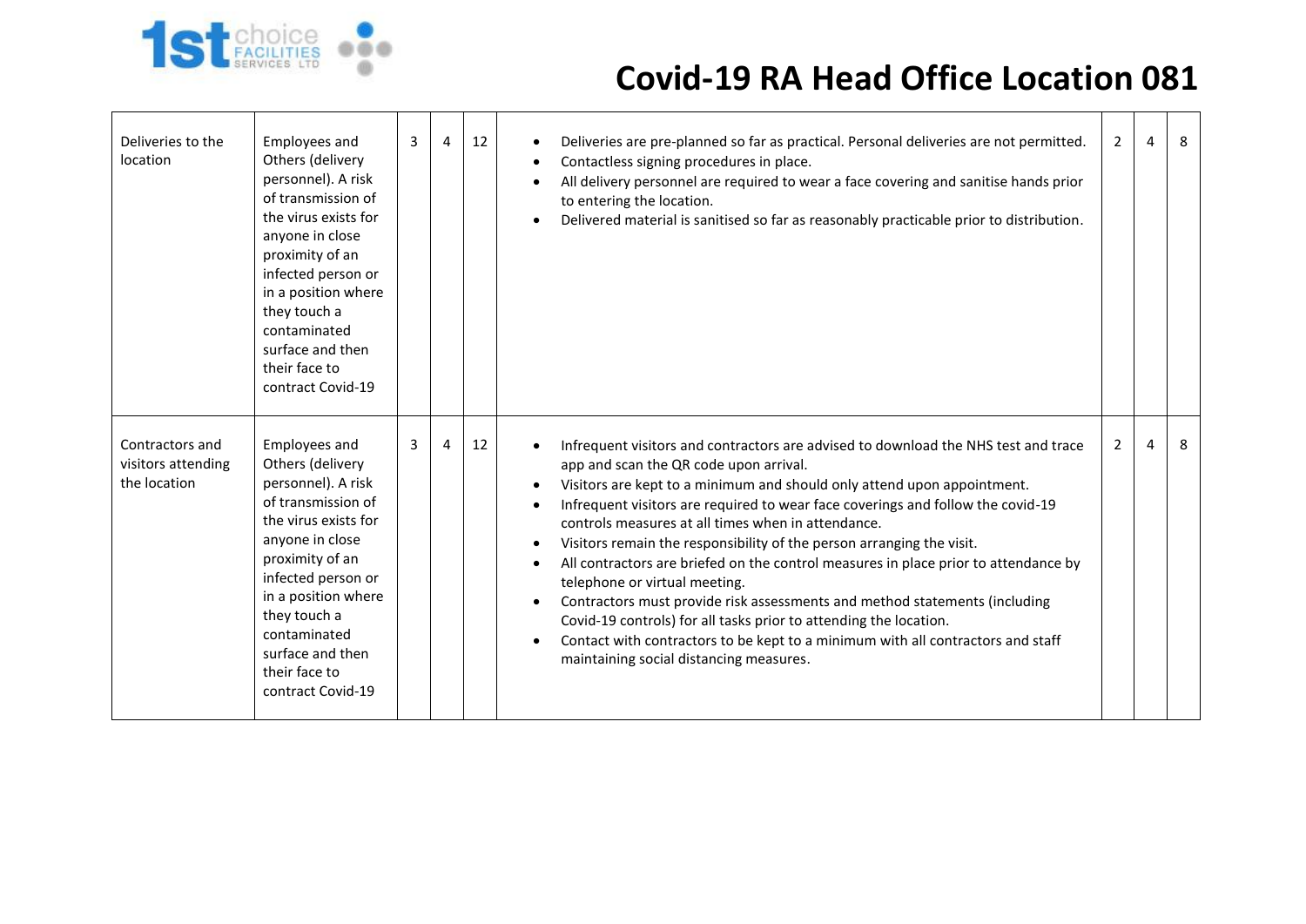# Covid-19 RA Head Office Location 081

| | | | | | | | | |
|---|---|---|---|---|---|---|---|---|
| Deliveries to the location | Employees and Others (delivery personnel). A risk of transmission of the virus exists for anyone in close proximity of an infected person or in a position where they touch a contaminated surface and then their face to contract Covid-19 | 3 | 4 | 12 | • Deliveries are pre-planned so far as practical. Personal deliveries are not permitted.<br>• Contactless signing procedures in place.<br>• All delivery personnel are required to wear a face covering and sanitise hands prior to entering the location.<br>• Delivered material is sanitised so far as reasonably practicable prior to distribution. | 2 | 4 | 8 |
| Contractors and visitors attending the location | Employees and Others (delivery personnel). A risk of transmission of the virus exists for anyone in close proximity of an infected person or in a position where they touch a contaminated surface and then their face to contract Covid-19 | 3 | 4 | 12 | • Infrequent visitors and contractors are advised to download the NHS test and trace app and scan the QR code upon arrival.<br>• Visitors are kept to a minimum and should only attend upon appointment.<br>• Infrequent visitors are required to wear face coverings and follow the covid-19 controls measures at all times when in attendance.<br>• Visitors remain the responsibility of the person arranging the visit.<br>• All contractors are briefed on the control measures in place prior to attendance by telephone or virtual meeting.<br>• Contractors must provide risk assessments and method statements (including Covid-19 controls) for all tasks prior to attending the location.<br>• Contact with contractors to be kept to a minimum with all contractors and staff maintaining social distancing measures. | 2 | 4 | 8 |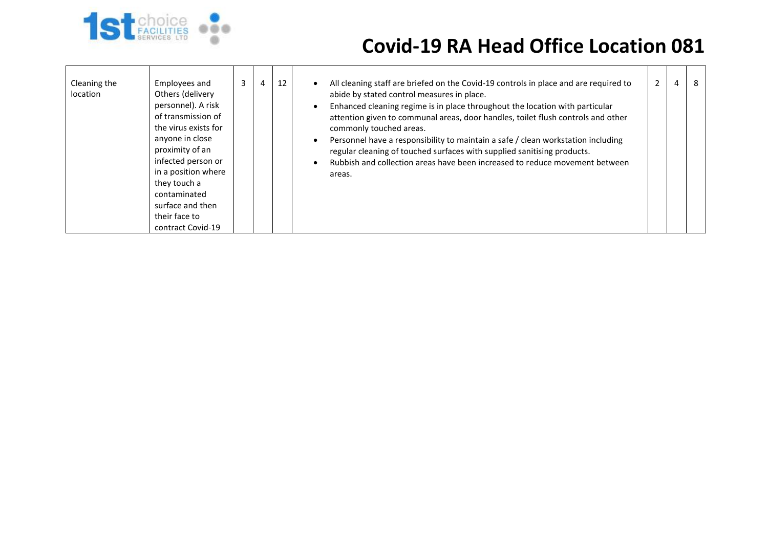# Covid-19 RA Head Office Location 081

| | | | | | | | | |
|---|---|---|---|---|---|---|---|---|
| Cleaning the location | Employees and Others (delivery personnel). A risk of transmission of the virus exists for anyone in close proximity of an infected person or in a position where they touch a contaminated surface and then their face to contract Covid-19 | 3 | 4 | 12 | • All cleaning staff are briefed on the Covid-19 controls in place and are required to abide by stated control measures in place.<br>• Enhanced cleaning regime is in place throughout the location with particular attention given to communal areas, door handles, toilet flush controls and other commonly touched areas.<br>• Personnel have a responsibility to maintain a safe / clean workstation including regular cleaning of touched surfaces with supplied sanitising products.<br>• Rubbish and collection areas have been increased to reduce movement between areas. | 2 | 4 | 8 |